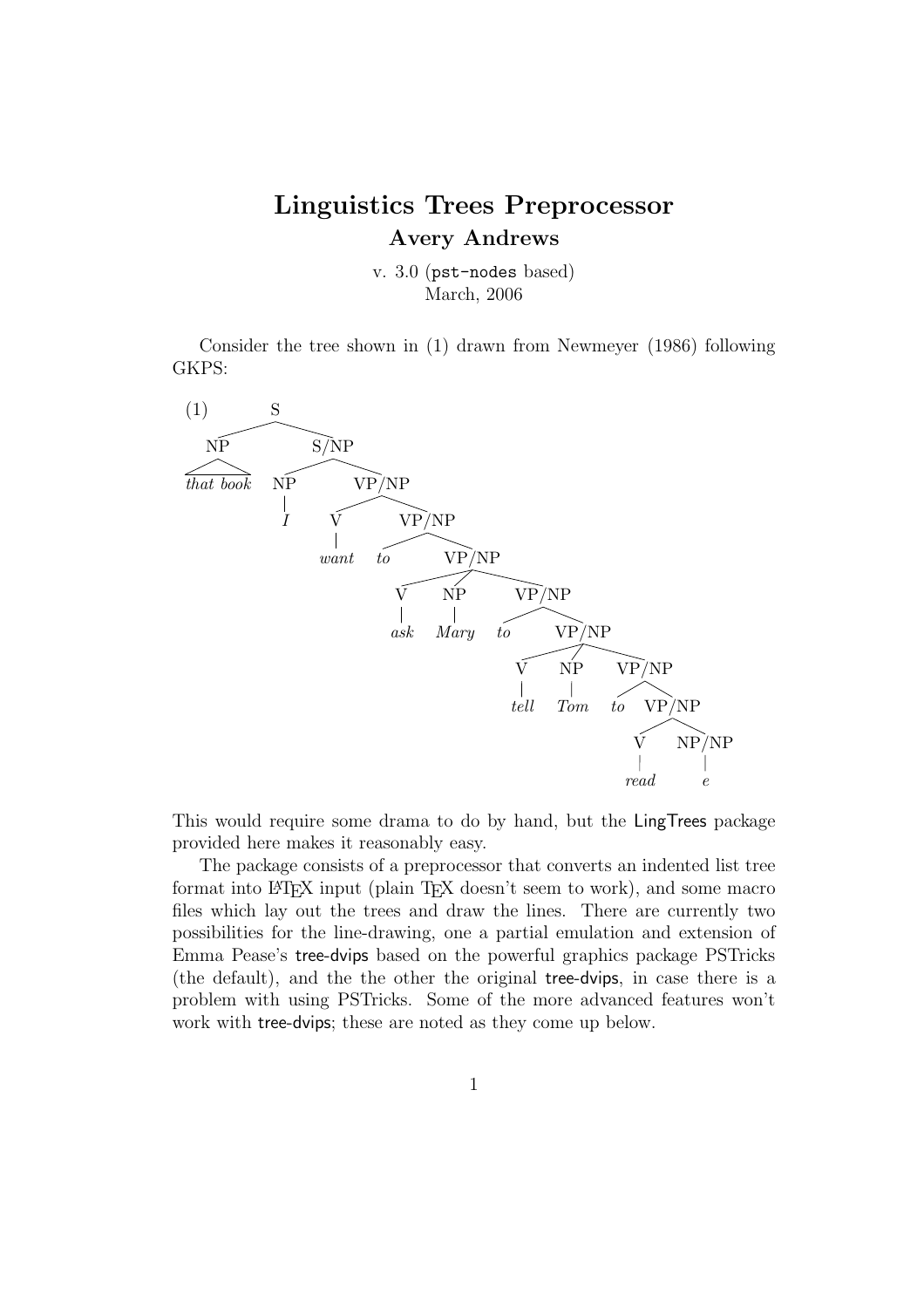# Linguistics Trees Preprocessor

## Avery Andrews

v. 3.0 (`pst-nodes` based)
March, 2006

Consider the tree shown in (1) drawn from Newmeyer (1986) following GKPS:

```
(1)          S
   NP                S/NP
that book        NP        VP/NP
                 I       V        VP/NP
                       want     to       VP/NP
                                      V     NP      VP/NP
                                     ask   Mary   to     VP/NP
                                                       V     NP     VP/NP
                                                      tell   Tom   to    VP/NP
                                                                        V      NP/NP
                                                                       read      e
```

This would require some drama to do by hand, but the LingTrees package provided here makes it reasonably easy.

The package consists of a preprocessor that converts an indented list tree format into LaTeX input (plain TeX doesn't seem to work), and some macro files which lay out the trees and draw the lines. There are currently two possibilities for the line-drawing, one a partial emulation and extension of Emma Pease's tree-dvips based on the powerful graphics package PSTricks (the default), and the the other the original tree-dvips, in case there is a problem with using PSTricks. Some of the more advanced features won't work with tree-dvips; these are noted as they come up below.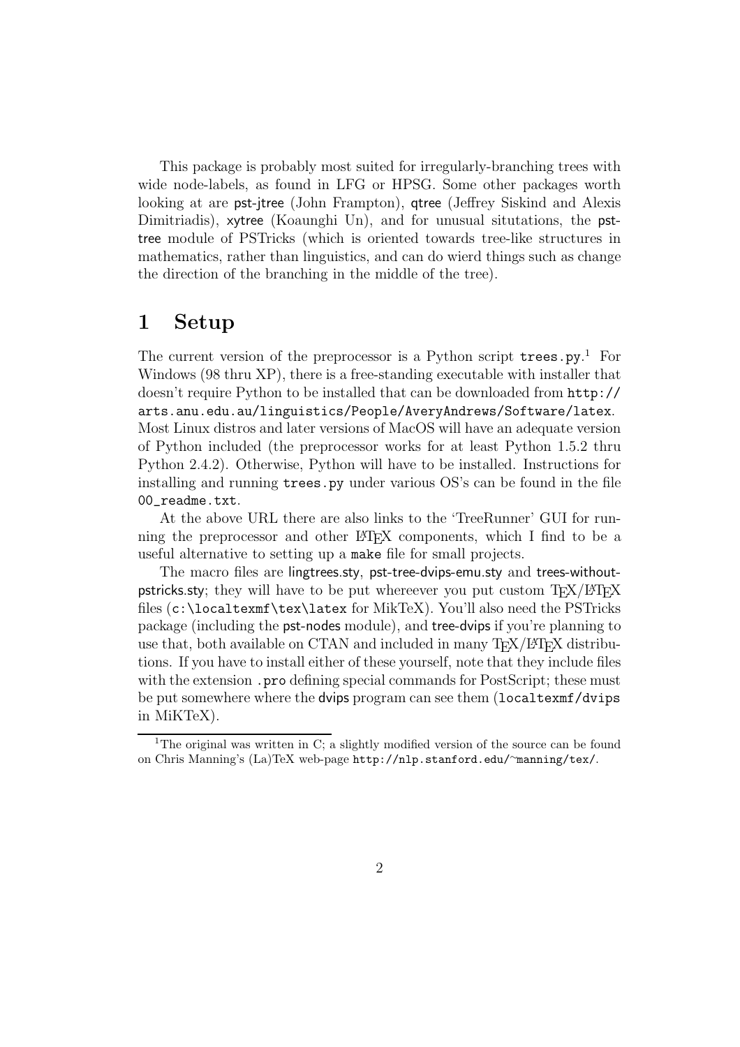This package is probably most suited for irregularly-branching trees with wide node-labels, as found in LFG or HPSG. Some other packages worth looking at are pst-jtree (John Frampton), qtree (Jeffrey Siskind and Alexis Dimitriadis), xytree (Koaunghi Un), and for unusual situtations, the pst-tree module of PSTricks (which is oriented towards tree-like structures in mathematics, rather than linguistics, and can do wierd things such as change the direction of the branching in the middle of the tree).

# 1 Setup

The current version of the preprocessor is a Python script `trees.py`.[1] For Windows (98 thru XP), there is a free-standing executable with installer that doesn't require Python to be installed that can be downloaded from `http://arts.anu.edu.au/linguistics/People/AveryAndrews/Software/latex`. Most Linux distros and later versions of MacOS will have an adequate version of Python included (the preprocessor works for at least Python 1.5.2 thru Python 2.4.2). Otherwise, Python will have to be installed. Instructions for installing and running `trees.py` under various OS's can be found in the file `00_readme.txt`.

At the above URL there are also links to the 'TreeRunner' GUI for running the preprocessor and other LaTeX components, which I find to be a useful alternative to setting up a `make` file for small projects.

The macro files are lingtrees.sty, pst-tree-dvips-emu.sty and trees-without-pstricks.sty; they will have to be put whereever you put custom TeX/LaTeX files (`c:\localtexmf\tex\latex` for MikTeX). You'll also need the PSTricks package (including the pst-nodes module), and tree-dvips if you're planning to use that, both available on CTAN and included in many TeX/LaTeX distributions. If you have to install either of these yourself, note that they include files with the extension `.pro` defining special commands for PostScript; these must be put somewhere where the dvips program can see them (`localtexmf/dvips` in MiKTeX).

[1] The original was written in C; a slightly modified version of the source can be found on Chris Manning's (La)TeX web-page `http://nlp.stanford.edu/~manning/tex/`.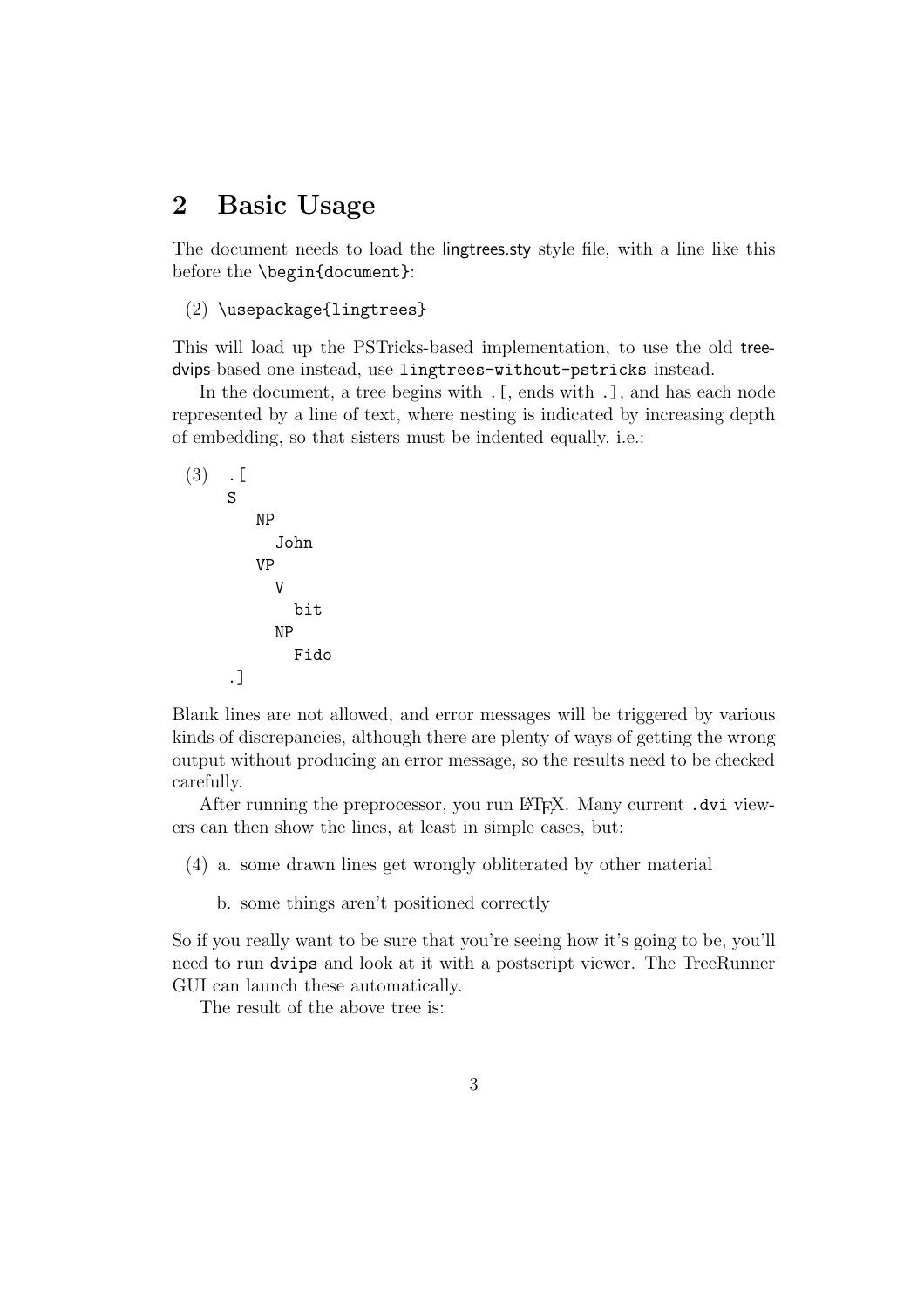## 2 Basic Usage

The document needs to load the lingtrees.sty style file, with a line like this before the `\begin{document}`:

(2) `\usepackage{lingtrees}`

This will load up the PSTricks-based implementation, to use the old tree-dvips-based one instead, use `lingtrees-without-pstricks` instead.

In the document, a tree begins with `.[`, ends with `.]`, and has each node represented by a line of text, where nesting is indicated by increasing depth of embedding, so that sisters must be indented equally, i.e.:

(3)
```
.[
S
   NP
     John
   VP
     V
       bit
     NP
       Fido
.]
```

Blank lines are not allowed, and error messages will be triggered by various kinds of discrepancies, although there are plenty of ways of getting the wrong output without producing an error message, so the results need to be checked carefully.

After running the preprocessor, you run LaTeX. Many current `.dvi` viewers can then show the lines, at least in simple cases, but:

(4) a. some drawn lines get wrongly obliterated by other material

b. some things aren't positioned correctly

So if you really want to be sure that you're seeing how it's going to be, you'll need to run `dvips` and look at it with a postscript viewer. The TreeRunner GUI can launch these automatically.

The result of the above tree is: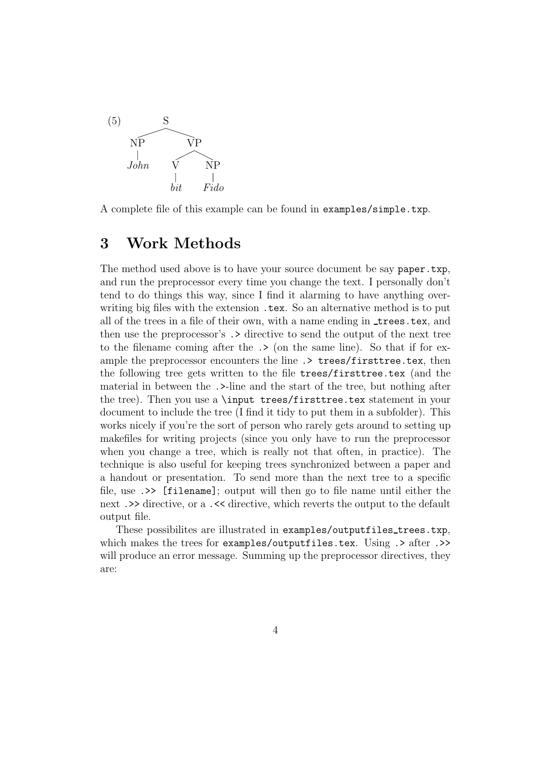(5)

```
        S
   ┌────┴────┐
   NP        VP
   │      ┌──┴──┐
  John    V     NP
          │     │
         bit   Fido
```

A complete file of this example can be found in `examples/simple.txp`.

## 3 Work Methods

The method used above is to have your source document be say `paper.txp`, and run the preprocessor every time you change the text. I personally don't tend to do things this way, since I find it alarming to have anything overwriting big files with the extension `.tex`. So an alternative method is to put all of the trees in a file of their own, with a name ending in `_trees.tex`, and then use the preprocessor's `.>` directive to send the output of the next tree to the filename coming after the `.>` (on the same line). So that if for example the preprocessor encounters the line `.> trees/firsttree.tex`, then the following tree gets written to the file `trees/firsttree.tex` (and the material in between the `.>`-line and the start of the tree, but nothing after the tree). Then you use a `\input trees/firsttree.tex` statement in your document to include the tree (I find it tidy to put them in a subfolder). This works nicely if you're the sort of person who rarely gets around to setting up makefiles for writing projects (since you only have to run the preprocessor when you change a tree, which is really not that often, in practice). The technique is also useful for keeping trees synchronized between a paper and a handout or presentation. To send more than the next tree to a specific file, use `.>> [filename]`; output will then go to file name until either the next `.>>` directive, or a `.<<` directive, which reverts the output to the default output file.

These possibilites are illustrated in `examples/outputfiles_trees.txp`, which makes the trees for `examples/outputfiles.tex`. Using `.>` after `.>>` will produce an error message. Summing up the preprocessor directives, they are: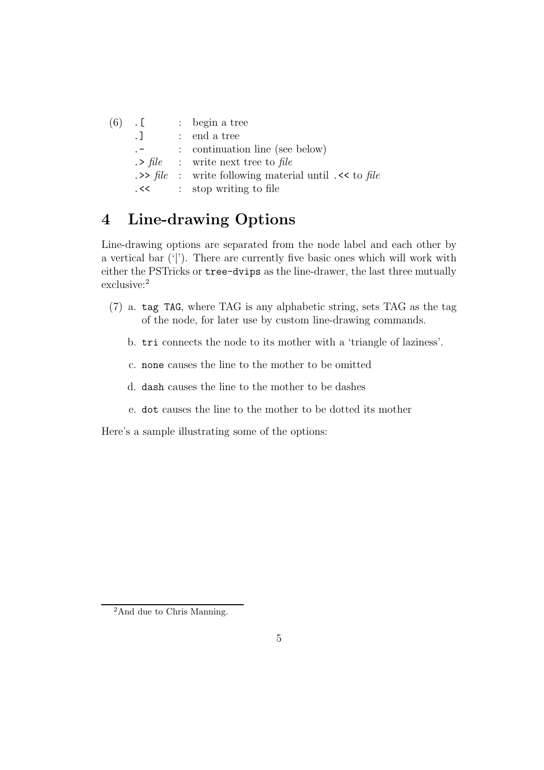| (6) | `.[` | : | begin a tree |
|---|---|---|---|
| | `.]` | : | end a tree |
| | `.-` | : | continuation line (see below) |
| | `.>` *file* | : | write next tree to *file* |
| | `.>>` *file* | : | write following material until `.<<` to *file* |
| | `.<<` | : | stop writing to file |

## 4 Line-drawing Options

Line-drawing options are separated from the node label and each other by a vertical bar ('|'). There are currently five basic ones which will work with either the PSTricks or `tree-dvips` as the line-drawer, the last three mutually exclusive:[2]

(7) a. `tag TAG`, where TAG is any alphabetic string, sets TAG as the tag of the node, for later use by custom line-drawing commands.

b. `tri` connects the node to its mother with a 'triangle of laziness'.

c. `none` causes the line to the mother to be omitted

d. `dash` causes the line to the mother to be dashes

e. `dot` causes the line to the mother to be dotted its mother

Here's a sample illustrating some of the options:

[2] And due to Chris Manning.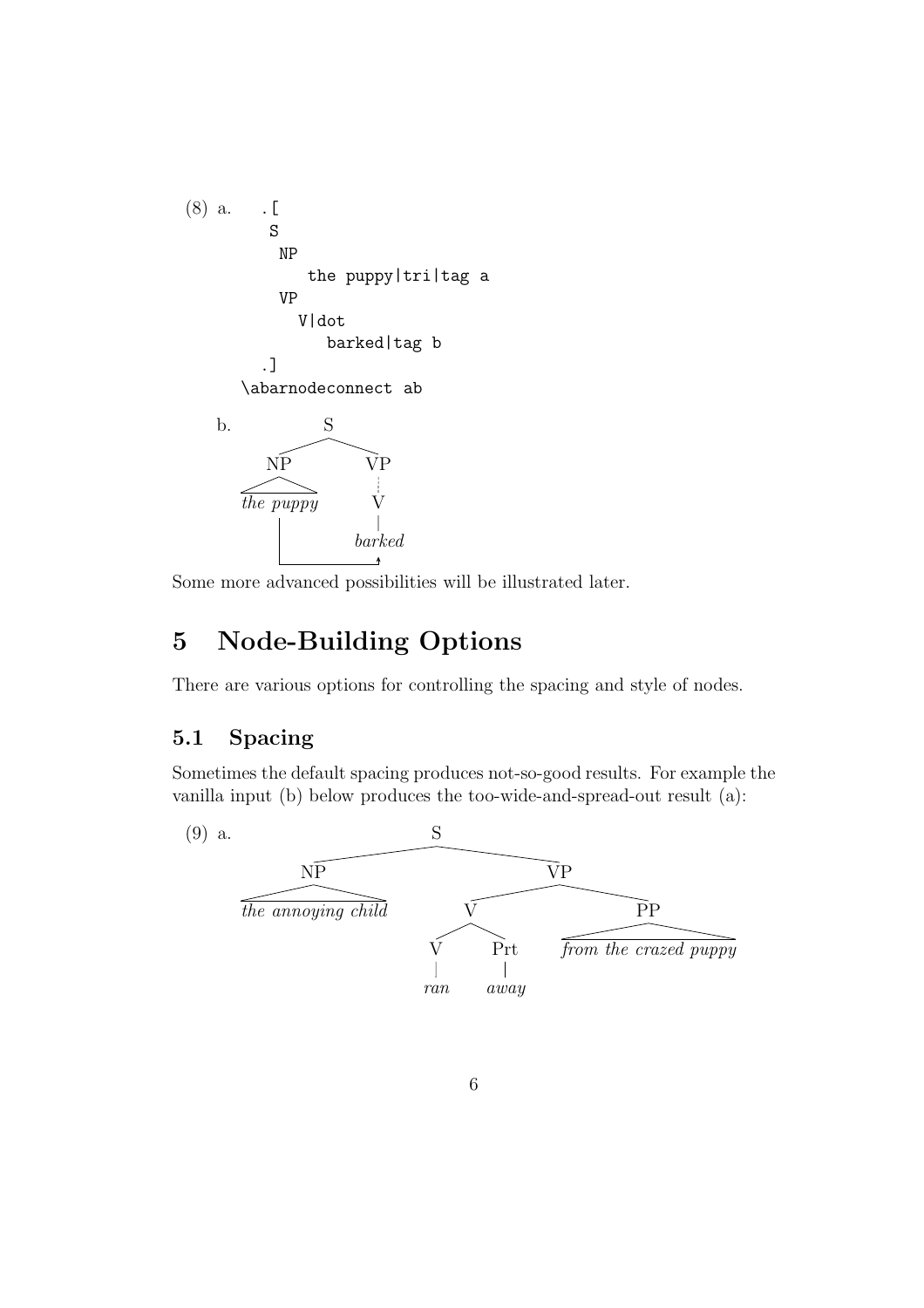(8) a.

```
.[
 S
  NP
     the puppy|tri|tag a
  VP
    V|dot
       barked|tag b
.]
\abarnodeconnect ab
```

b. [tree: S → NP (the puppy, triangle), VP → V (dotted) → barked; connector from *the puppy* to *barked*]

Some more advanced possibilities will be illustrated later.

# 5 Node-Building Options

There are various options for controlling the spacing and style of nodes.

## 5.1 Spacing

Sometimes the default spacing produces not-so-good results. For example the vanilla input (b) below produces the too-wide-and-spread-out result (a):

(9) a. [tree: S → NP (*the annoying child*), VP → V (V *ran*, Prt *away*), PP (*from the crazed puppy*)]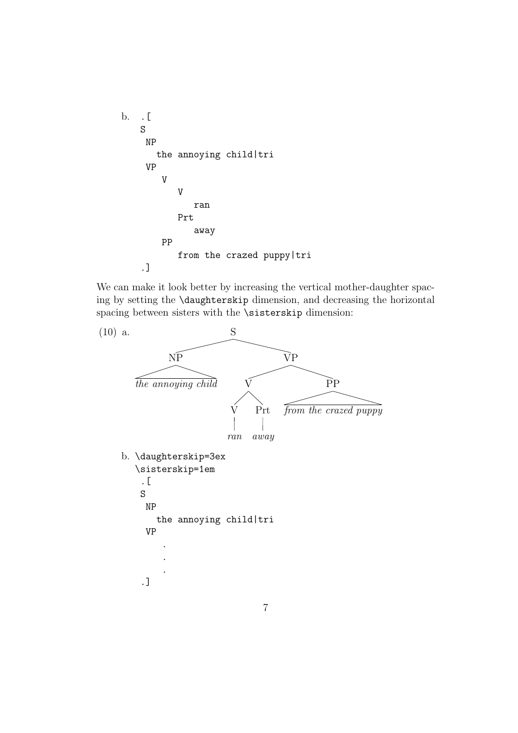b.
```
.[
S
 NP
   the annoying child|tri
 VP
    V
       V
          ran
       Prt
          away
    PP
       from the crazed puppy|tri
.]
```

We can make it look better by increasing the vertical mother-daughter spacing by setting the `\daughterskip` dimension, and decreasing the horizontal spacing between sisters with the `\sisterskip` dimension:

(10) a.

```
                    S
          __________|__________
         NP                    VP
        /  \            _______|_______
the annoying child     V               PP
                      / \             /  \
                     V   Prt   from the crazed puppy
                     |    |
                    ran  away
```

b.
```
\daughterskip=3ex
\sisterskip=1em
 .[
 S
  NP
    the annoying child|tri
  VP
     .
     .
     .
 .]
```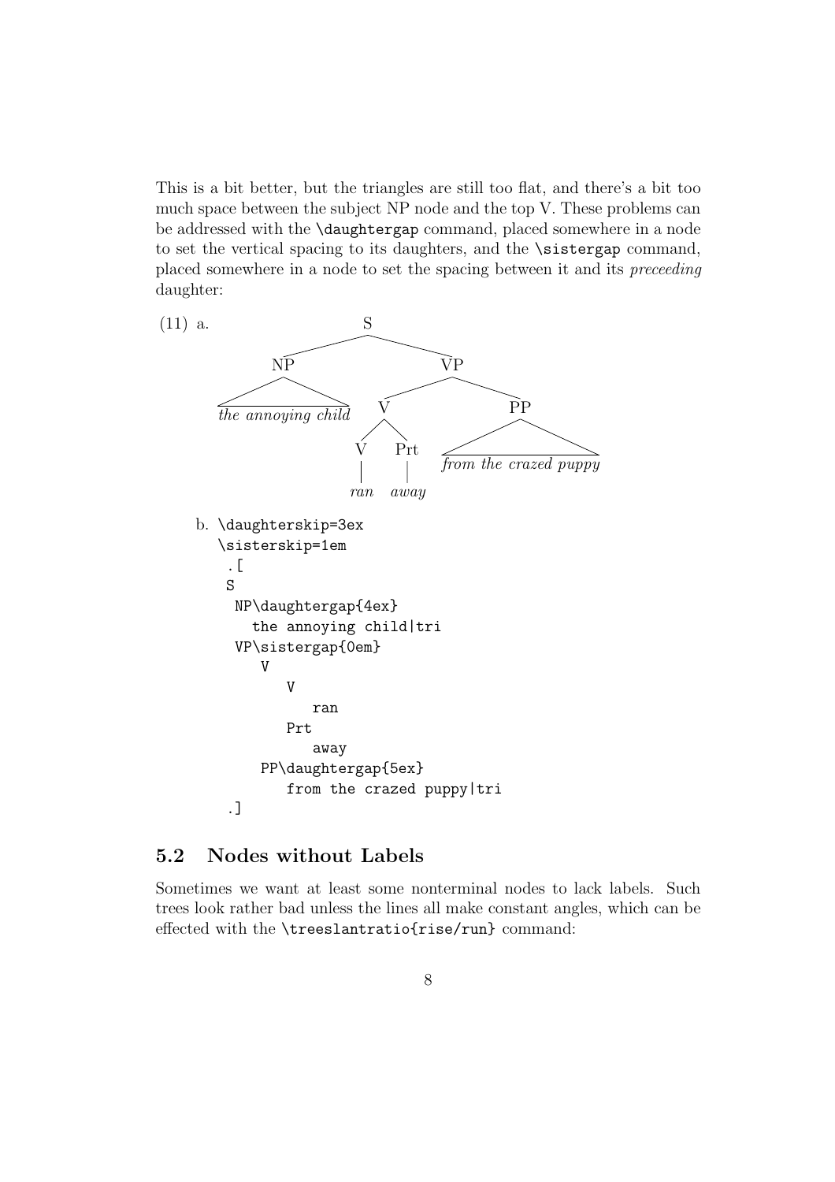This is a bit better, but the triangles are still too flat, and there's a bit too much space between the subject NP node and the top V. These problems can be addressed with the `\daughtergap` command, placed somewhere in a node to set the vertical spacing to its daughters, and the `\sistergap` command, placed somewhere in a node to set the spacing between it and its *preceeding* daughter:

(11) a.

```
                S
       NP               VP
the annoying child   V          PP
                    V  Prt   from the crazed puppy
                    |   |
                   ran away
```

b.
```
\daughterskip=3ex
\sisterskip=1em
 .[
 S
  NP\daughtergap{4ex}
    the annoying child|tri
  VP\sistergap{0em}
     V
        V
           ran
        Prt
           away
     PP\daughtergap{5ex}
        from the crazed puppy|tri
 .]
```

## 5.2 Nodes without Labels

Sometimes we want at least some nonterminal nodes to lack labels. Such trees look rather bad unless the lines all make constant angles, which can be effected with the `\treeslantratio{rise/run}` command: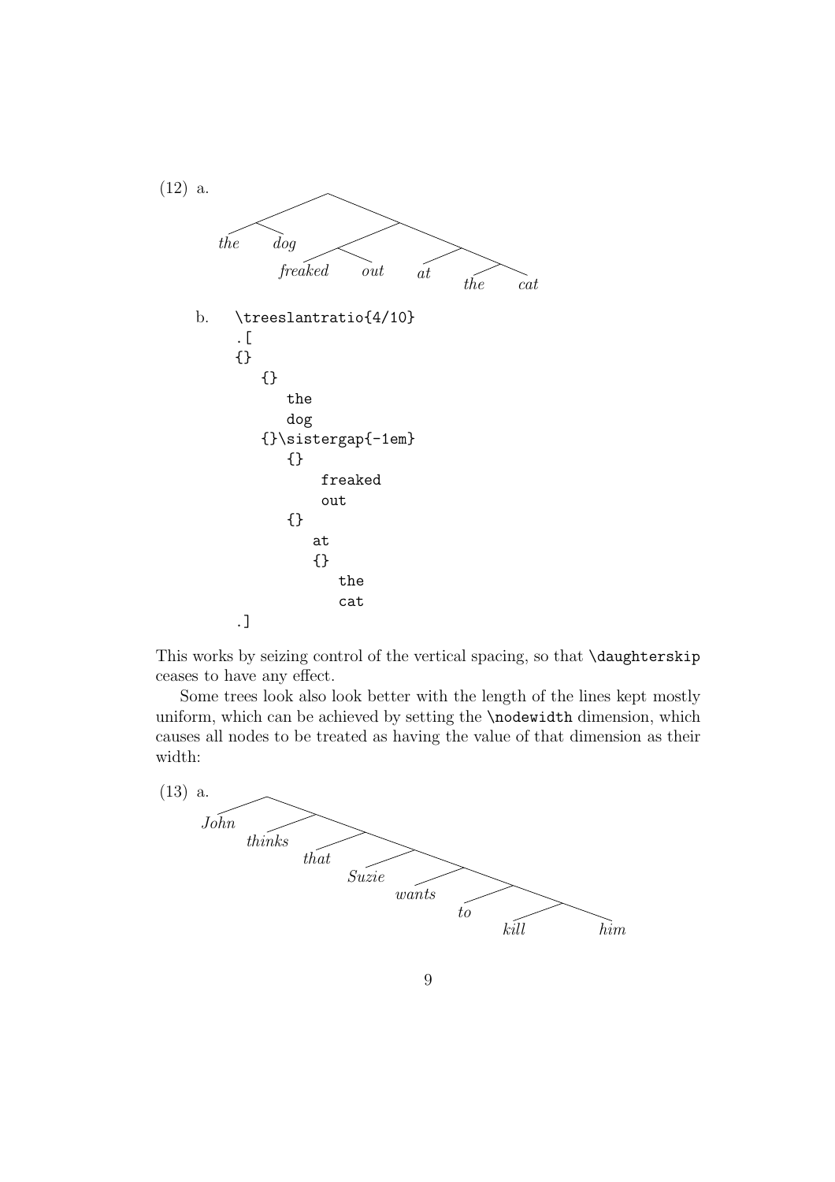(12) a.

*the* *dog* *freaked* *out* *at* *the* *cat*

b.
```
\treeslantratio{4/10}
.[
{}
   {}
      the
      dog
   {}\sistergap{-1em}
      {}
         freaked
         out
      {}
         at
         {}
            the
            cat
.]
```

This works by seizing control of the vertical spacing, so that `\daughterskip` ceases to have any effect.

Some trees look also look better with the length of the lines kept mostly uniform, which can be achieved by setting the `\nodewidth` dimension, which causes all nodes to be treated as having the value of that dimension as their width:

(13) a.

*John* *thinks* *that* *Suzie* *wants* *to* *kill* *him*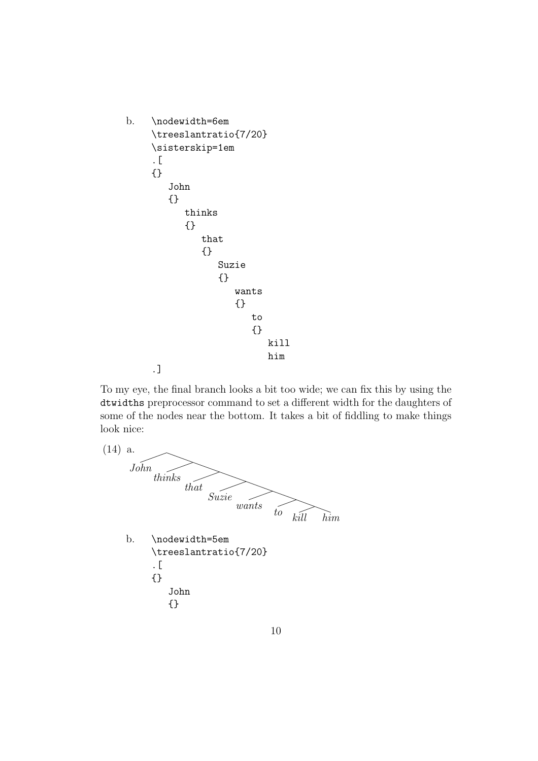b.
```
\nodewidth=6em
\treeslantratio{7/20}
\sisterskip=1em
.[
{}
   John
   {}
      thinks
      {}
         that
         {}
            Suzie
            {}
               wants
               {}
                  to
                  {}
                     kill
                     him
.]
```

To my eye, the final branch looks a bit too wide; we can fix this by using the `dtwidths` preprocessor command to set a different width for the daughters of some of the nodes near the bottom. It takes a bit of fiddling to make things look nice:

(14) a. *John* *thinks* *that* *Suzie* *wants* *to* *kill* *him*

b.
```
\nodewidth=5em
\treeslantratio{7/20}
.[
{}
   John
   {}
```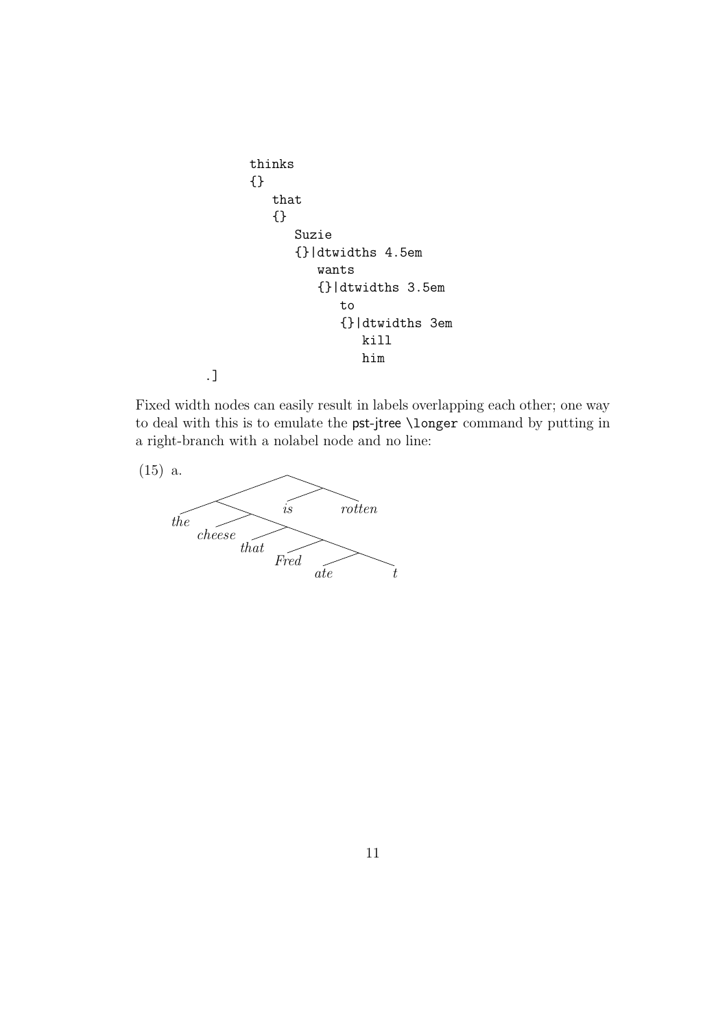```
              thinks
              {}
                 that
                 {}
                    Suzie
                    {}|dtwidths 4.5em
                       wants
                       {}|dtwidths 3.5em
                          to
                          {}|dtwidths 3em
                             kill
                             him
        .]
```

Fixed width nodes can easily result in labels overlapping each other; one way to deal with this is to emulate the pst-jtree `\longer` command by putting in a right-branch with a nolabel node and no line:

(15) a. *the* *cheese* *that* *Fred* *ate* *t* *is* *rotten*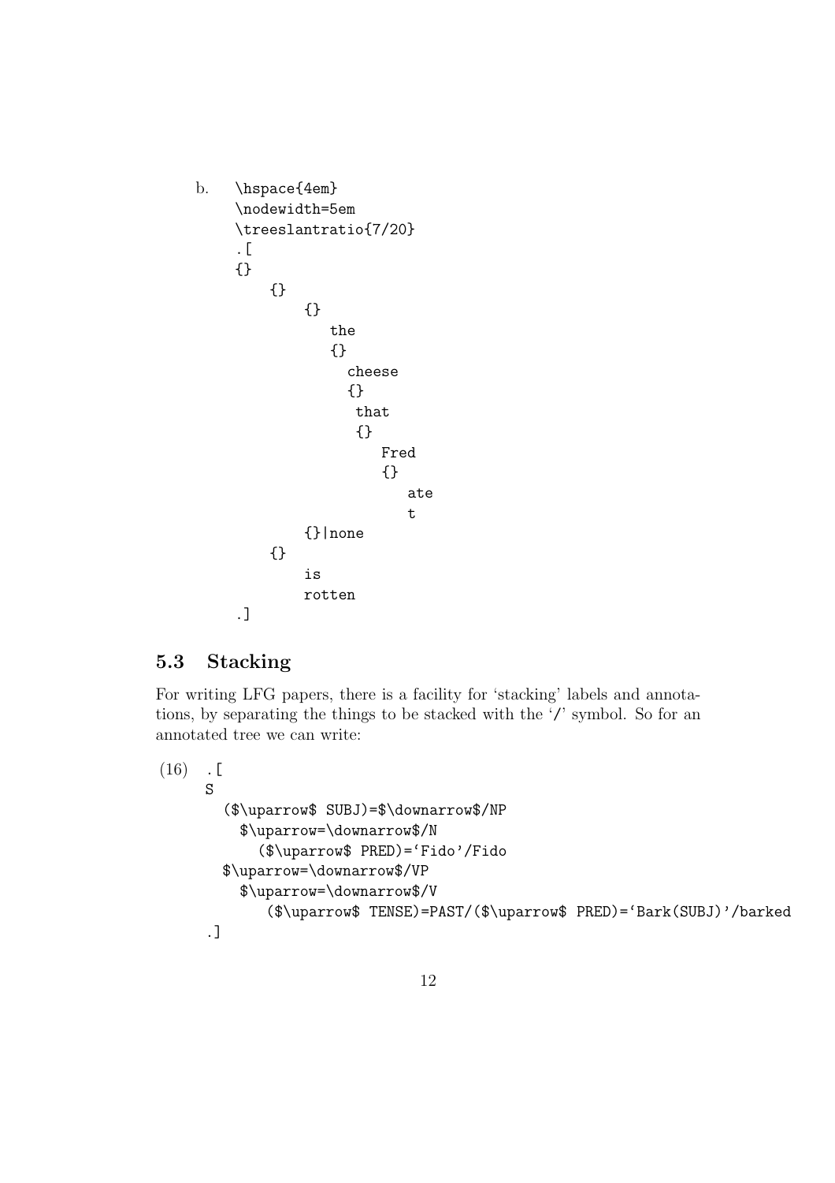b.

```
\hspace{4em}
\nodewidth=5em
\treeslantratio{7/20}
.[
{}
    {}
        {}
           the
           {}
             cheese
             {}
              that
              {}
                 Fred
                 {}
                    ate
                    t
        {}|none
    {}
        is
        rotten
.]
```

### 5.3 Stacking

For writing LFG papers, there is a facility for 'stacking' labels and annotations, by separating the things to be stacked with the '/' symbol. So for an annotated tree we can write:

(16)

```
.[
S
  ($\uparrow$ SUBJ)=$\downarrow$/NP
    $\uparrow=\downarrow$/N
      ($\uparrow$ PRED)='Fido'/Fido
  $\uparrow=\downarrow$/VP
    $\uparrow=\downarrow$/V
       ($\uparrow$ TENSE)=PAST/($\uparrow$ PRED)='Bark(SUBJ)'/barked
.]
```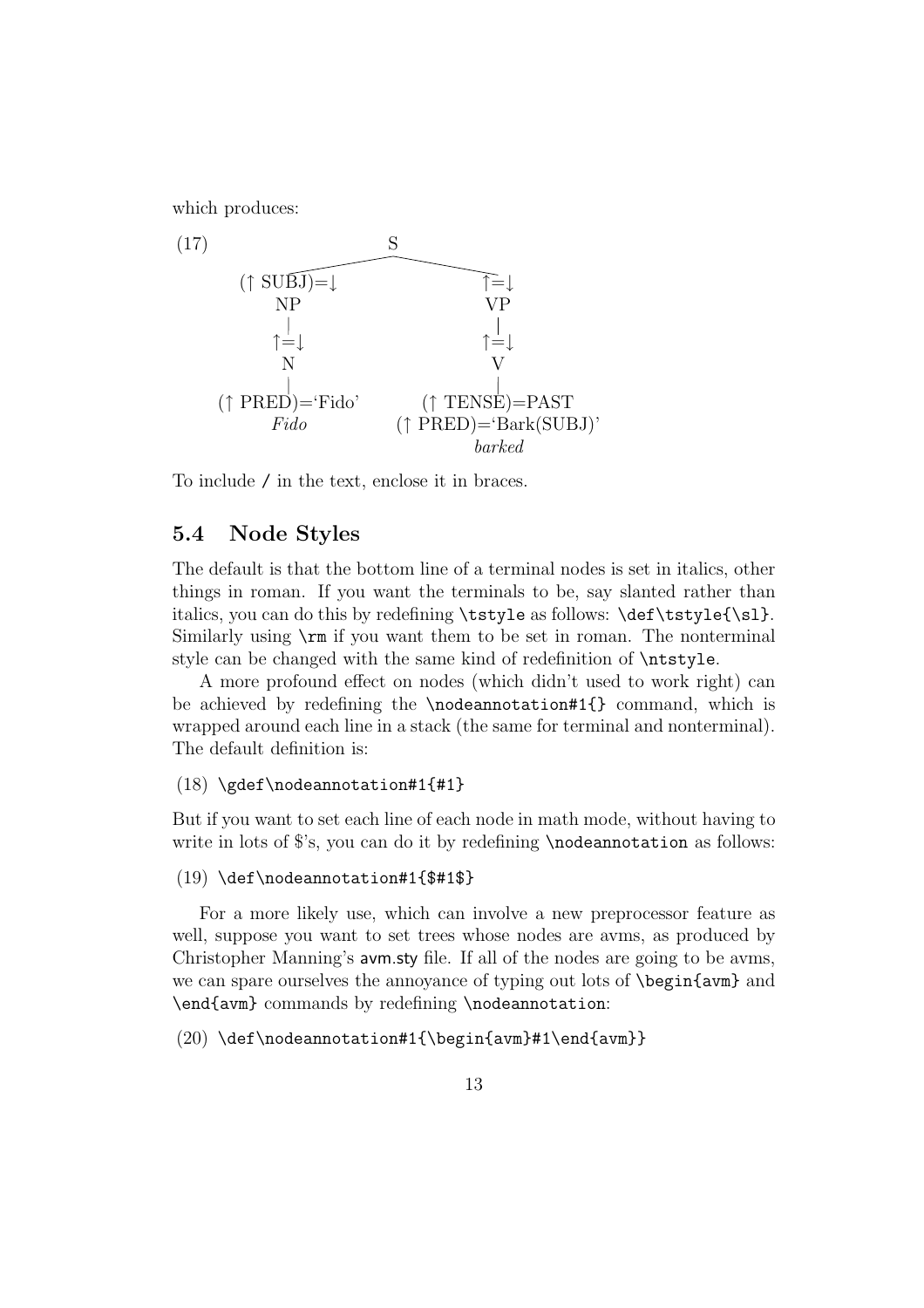which produces:

```
(17)                      S
              ____________|____________
             |                         |
      (↑ SUBJ)=↓                      ↑=↓
         NP                           VP
          |                            |
         ↑=↓                          ↑=↓
          N                            V
          |                            |
  (↑ PRED)=‘Fido’              (↑ TENSE)=PAST
        Fido                (↑ PRED)=‘Bark(SUBJ)’
                                    barked
```

To include / in the text, enclose it in braces.

### 5.4 Node Styles

The default is that the bottom line of a terminal nodes is set in italics, other things in roman. If you want the terminals to be, say slanted rather than italics, you can do this by redefining `\tstyle` as follows: `\def\tstyle{\sl}`. Similarly using `\rm` if you want them to be set in roman. The nonterminal style can be changed with the same kind of redefinition of `\ntstyle`.

A more profound effect on nodes (which didn't used to work right) can be achieved by redefining the `\nodeannotation#1{}` command, which is wrapped around each line in a stack (the same for terminal and nonterminal). The default definition is:

(18) `\gdef\nodeannotation#1{#1}`

But if you want to set each line of each node in math mode, without having to write in lots of $'s, you can do it by redefining `\nodeannotation` as follows:

(19) `\def\nodeannotation#1{$#1$}`

For a more likely use, which can involve a new preprocessor feature as well, suppose you want to set trees whose nodes are avms, as produced by Christopher Manning's avm.sty file. If all of the nodes are going to be avms, we can spare ourselves the annoyance of typing out lots of `\begin{avm}` and `\end{avm}` commands by redefining `\nodeannotation`:

(20) `\def\nodeannotation#1{\begin{avm}#1\end{avm}}`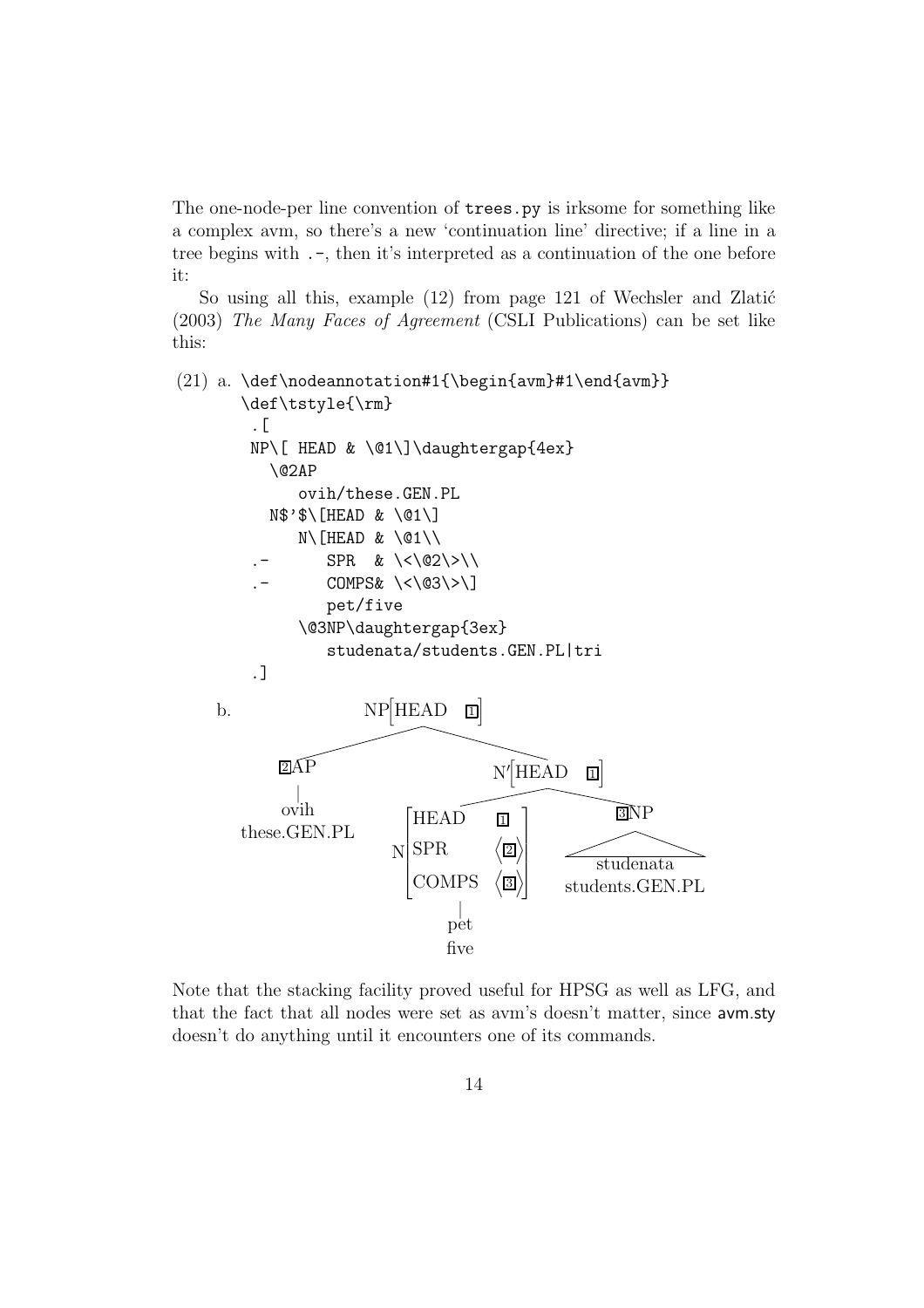The one-node-per line convention of `trees.py` is irksome for something like a complex avm, so there's a new 'continuation line' directive; if a line in a tree begins with `.-`, then it's interpreted as a continuation of the one before it:

So using all this, example (12) from page 121 of Wechsler and Zlatić (2003) *The Many Faces of Agreement* (CSLI Publications) can be set like this:

(21) a.

```
\def\nodeannotation#1{\begin{avm}#1\end{avm}}
\def\tstyle{\rm}
 .[
 NP\[ HEAD & \@1\]\daughtergap{4ex}
   \@2AP
      ovih/these.GEN.PL
   N$'$\[HEAD & \@1\]
      N\[HEAD & \@1\\
 .-       SPR  & \<\@2\>\\
 .-       COMPS& \<\@3\>\]
          pet/five
      \@3NP\daughtergap{3ex}
          studenata/students.GEN.PL|tri
 .]
```

b. [tree: NP[HEAD 1] with daughters 2AP (ovih / these.GEN.PL) and N′[HEAD 1]; N′ has daughters N[HEAD 1, SPR ⟨2⟩, COMPS ⟨3⟩] (pet / five) and 3NP (triangle: studenata / students.GEN.PL)]

Note that the stacking facility proved useful for HPSG as well as LFG, and that the fact that all nodes were set as avm's doesn't matter, since avm.sty doesn't do anything until it encounters one of its commands.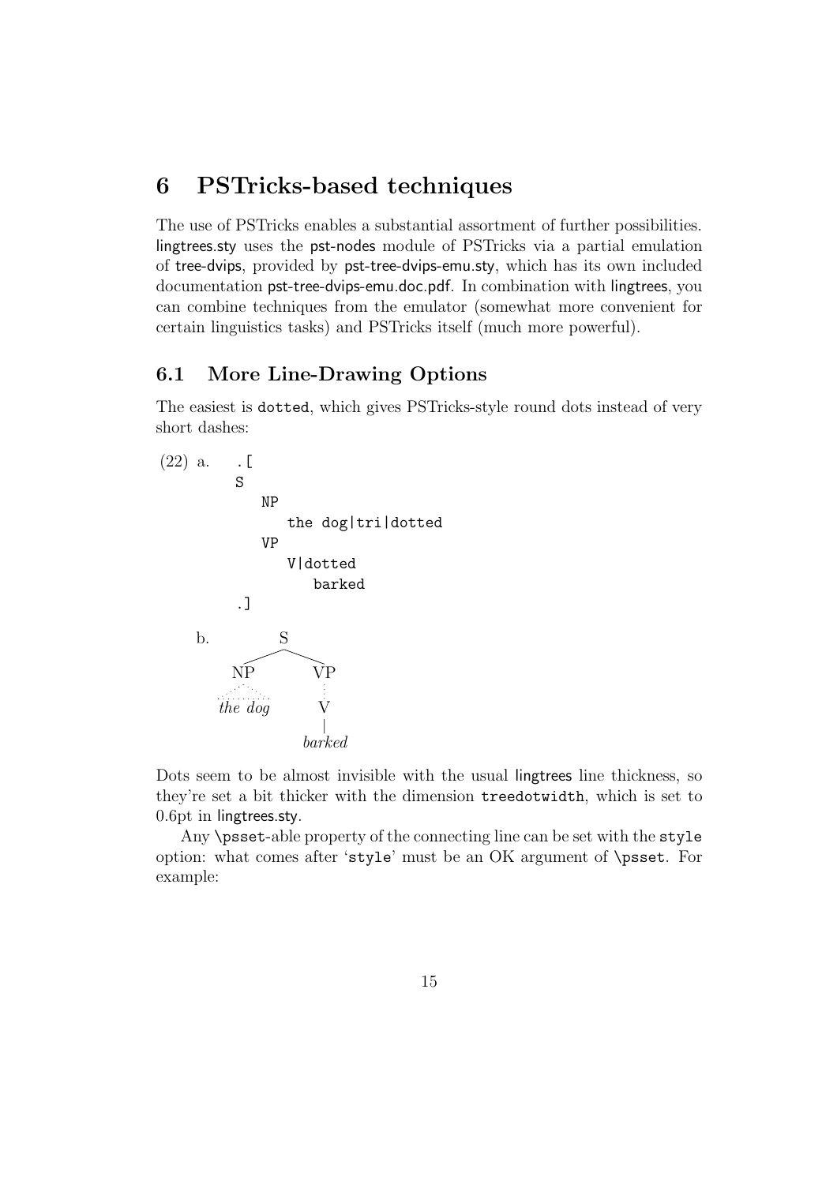# 6 PSTricks-based techniques

The use of PSTricks enables a substantial assortment of further possibilities. lingtrees.sty uses the pst-nodes module of PSTricks via a partial emulation of tree-dvips, provided by pst-tree-dvips-emu.sty, which has its own included documentation pst-tree-dvips-emu.doc.pdf. In combination with lingtrees, you can combine techniques from the emulator (somewhat more convenient for certain linguistics tasks) and PSTricks itself (much more powerful).

## 6.1 More Line-Drawing Options

The easiest is `dotted`, which gives PSTricks-style round dots instead of very short dashes:

(22) a.
```
.[
S
   NP
      the dog|tri|dotted
   VP
      V|dotted
         barked
.]
```

b.
```
          S
       /     \
     NP       VP
    .:.        :
  the dog      V
               |
             barked
```

Dots seem to be almost invisible with the usual lingtrees line thickness, so they're set a bit thicker with the dimension `treedotwidth`, which is set to 0.6pt in lingtrees.sty.

Any `\psset`-able property of the connecting line can be set with the `style` option: what comes after '`style`' must be an OK argument of `\psset`. For example: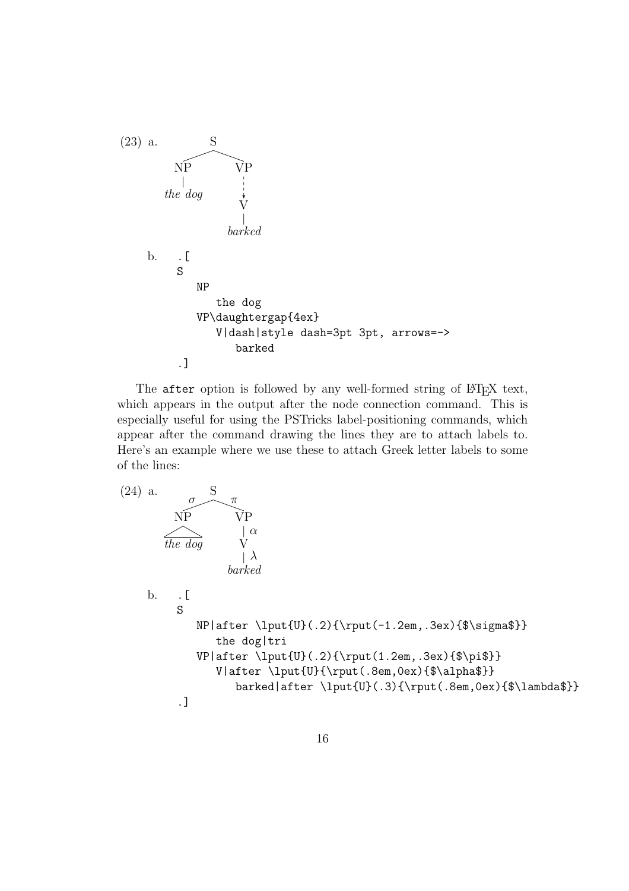(23) a.

```
            S
         /     \
       NP       VP
       |        ¦
    the dog     ↓
                V
                |
             barked
```

b.

```
.[
S
   NP
      the dog
   VP\daughtergap{4ex}
      V|dash|style dash=3pt 3pt, arrows=->
         barked
.]
```

The `after` option is followed by any well-formed string of LaTeX text, which appears in the output after the node connection command. This is especially useful for using the PSTricks label-positioning commands, which appear after the command drawing the lines they are to attach labels to. Here's an example where we use these to attach Greek letter labels to some of the lines:

(24) a.

```
          σ   S   π
         /         \
       NP           VP
       /\            | α
    the dog          V
                     | λ
                  barked
```

b.

```
.[
S
   NP|after \lput{U}(.2){\rput(-1.2em,.3ex){$\sigma$}}
      the dog|tri
   VP|after \lput{U}(.2){\rput(1.2em,.3ex){$\pi$}}
      V|after \lput{U}{\rput(.8em,0ex){$\alpha$}}
         barked|after \lput{U}(.3){\rput(.8em,0ex){$\lambda$}}
.]
```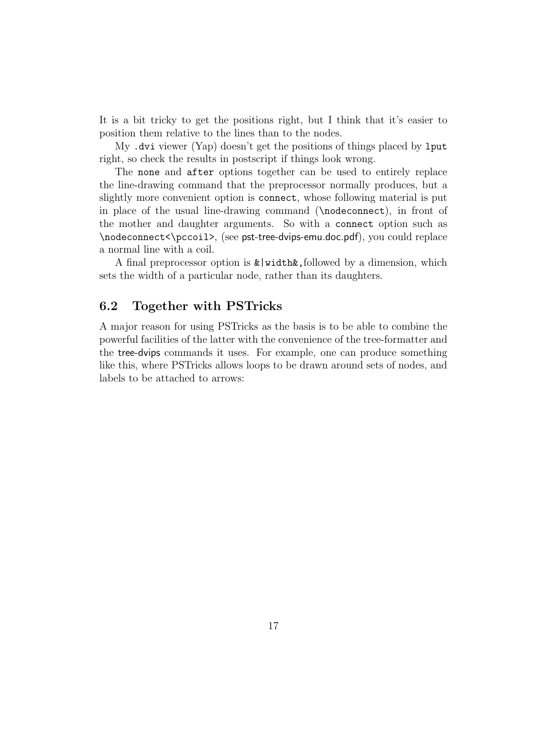It is a bit tricky to get the positions right, but I think that it's easier to position them relative to the lines than to the nodes.

My `.dvi` viewer (Yap) doesn't get the positions of things placed by `lput` right, so check the results in postscript if things look wrong.

The `none` and `after` options together can be used to entirely replace the line-drawing command that the preprocessor normally produces, but a slightly more convenient option is `connect`, whose following material is put in place of the usual line-drawing command (`\nodeconnect`), in front of the mother and daughter arguments. So with a `connect` option such as `\nodeconnect<\pccoil>`, (see pst-tree-dvips-emu.doc.pdf), you could replace a normal line with a coil.

A final preprocessor option is `&|width&`,followed by a dimension, which sets the width of a particular node, rather than its daughters.

### 6.2 Together with PSTricks

A major reason for using PSTricks as the basis is to be able to combine the powerful facilities of the latter with the convenience of the tree-formatter and the tree-dvips commands it uses. For example, one can produce something like this, where PSTricks allows loops to be drawn around sets of nodes, and labels to be attached to arrows: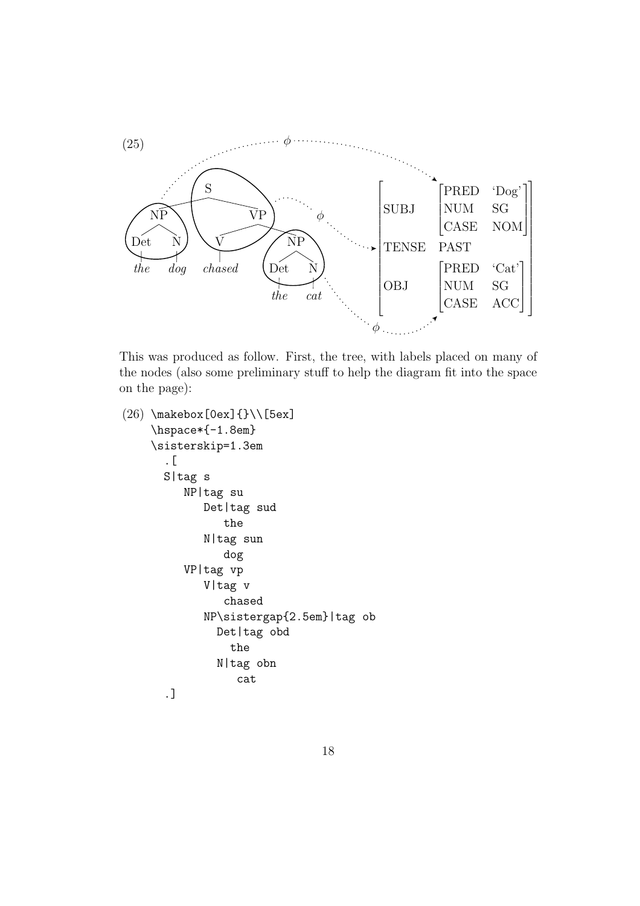(25)

This was produced as follow. First, the tree, with labels placed on many of the nodes (also some preliminary stuff to help the diagram fit into the space on the page):

(26)
```
\makebox[0ex]{}\\[5ex]
\hspace*{-1.8em}
\sisterskip=1.3em
  .[
  S|tag s
     NP|tag su
        Det|tag sud
           the
        N|tag sun
           dog
     VP|tag vp
        V|tag v
           chased
        NP\sistergap{2.5em}|tag ob
          Det|tag obd
            the
          N|tag obn
             cat
  .]
```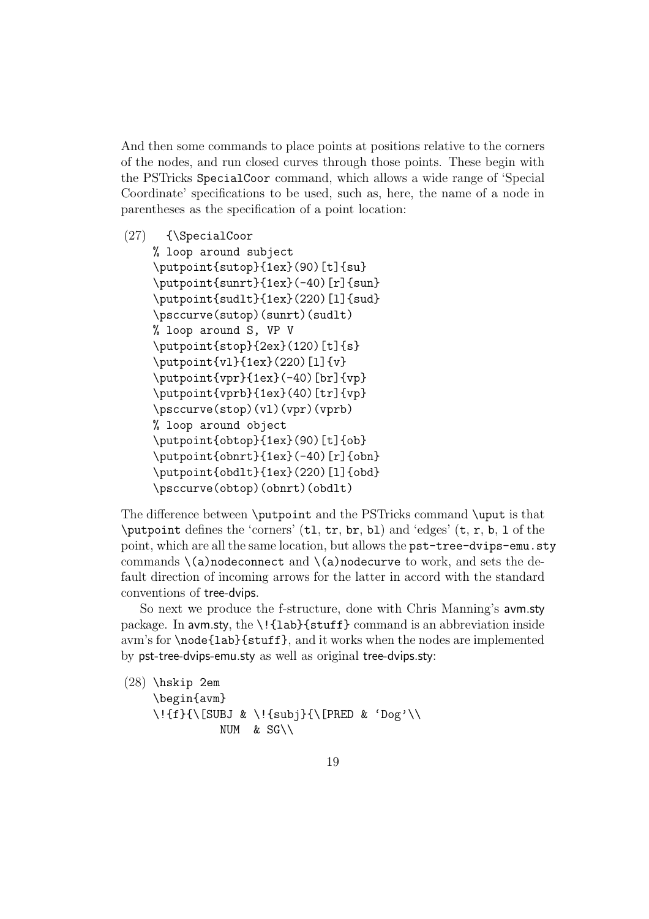And then some commands to place points at positions relative to the corners of the nodes, and run closed curves through those points. These begin with the PSTricks SpecialCoor command, which allows a wide range of 'Special Coordinate' specifications to be used, such as, here, the name of a node in parentheses as the specification of a point location:

(27)
```
{\SpecialCoor
% loop around subject
\putpoint{sutop}{1ex}(90)[t]{su}
\putpoint{sunrt}{1ex}(-40)[r]{sun}
\putpoint{sudlt}{1ex}(220)[l]{sud}
\psccurve(sutop)(sunrt)(sudlt)
% loop around S, VP V
\putpoint{stop}{2ex}(120)[t]{s}
\putpoint{vl}{1ex}(220)[l]{v}
\putpoint{vpr}{1ex}(-40)[br]{vp}
\putpoint{vprb}{1ex}(40)[tr]{vp}
\psccurve(stop)(vl)(vpr)(vprb)
% loop around object
\putpoint{obtop}{1ex}(90)[t]{ob}
\putpoint{obnrt}{1ex}(-40)[r]{obn}
\putpoint{obdlt}{1ex}(220)[l]{obd}
\psccurve(obtop)(obnrt)(obdlt)
```

The difference between `\putpoint` and the PSTricks command `\uput` is that `\putpoint` defines the 'corners' (`tl`, `tr`, `br`, `bl`) and 'edges' (`t`, `r`, `b`, `l` of the point, which are all the same location, but allows the `pst-tree-dvips-emu.sty` commands `\(a)nodeconnect` and `\(a)nodecurve` to work, and sets the default direction of incoming arrows for the latter in accord with the standard conventions of tree-dvips.

So next we produce the f-structure, done with Chris Manning's avm.sty package. In avm.sty, the `\!{lab}{stuff}` command is an abbreviation inside avm's for `\node{lab}{stuff}`, and it works when the nodes are implemented by pst-tree-dvips-emu.sty as well as original tree-dvips.sty:

(28)
```
\hskip 2em
\begin{avm}
\!{f}{\[SUBJ & \!{subj}{\[PRED & 'Dog'\\
          NUM  & SG\\
```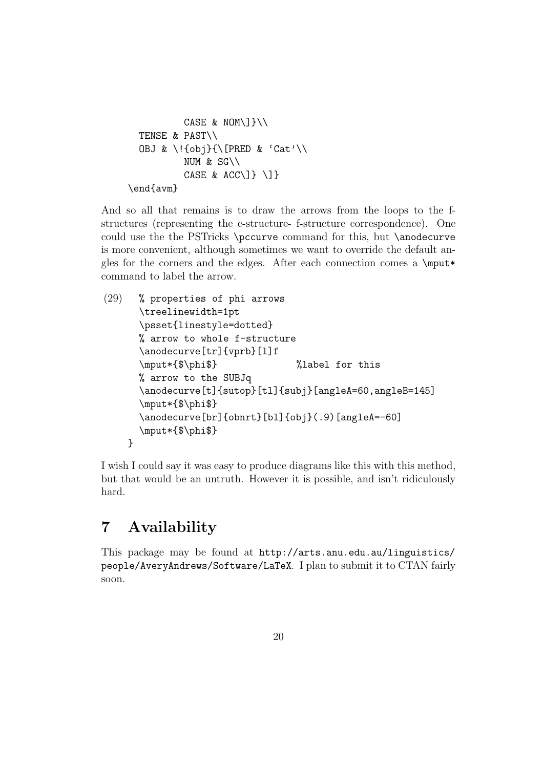```
            CASE & NOM\]}\\
   TENSE & PAST\\
   OBJ & \!{obj}{\[PRED & ‘Cat’\\
            NUM & SG\\
            CASE & ACC\]} \]}
\end{avm}
```

And so all that remains is to draw the arrows from the loops to the f-structures (representing the c-structure- f-structure correspondence). One could use the the PSTricks `\pccurve` command for this, but `\anodecurve` is more convenient, although sometimes we want to override the default angles for the corners and the edges. After each connection comes a `\mput*` command to label the arrow.

(29)
```
% properties of phi arrows
\treelinewidth=1pt
\psset{linestyle=dotted}
% arrow to whole f-structure
\anodecurve[tr]{vprb}[l]f
\mput*{$\phi$}              %label for this
% arrow to the SUBJq
\anodecurve[t]{sutop}[tl]{subj}[angleA=60,angleB=145]
\mput*{$\phi$}
\anodecurve[br]{obnrt}[bl]{obj}(.9)[angleA=-60]
\mput*{$\phi$}
}
```

I wish I could say it was easy to produce diagrams like this with this method, but that would be an untruth. However it is possible, and isn’t ridiculously hard.

## 7 Availability

This package may be found at `http://arts.anu.edu.au/linguistics/people/AveryAndrews/Software/LaTeX`. I plan to submit it to CTAN fairly soon.